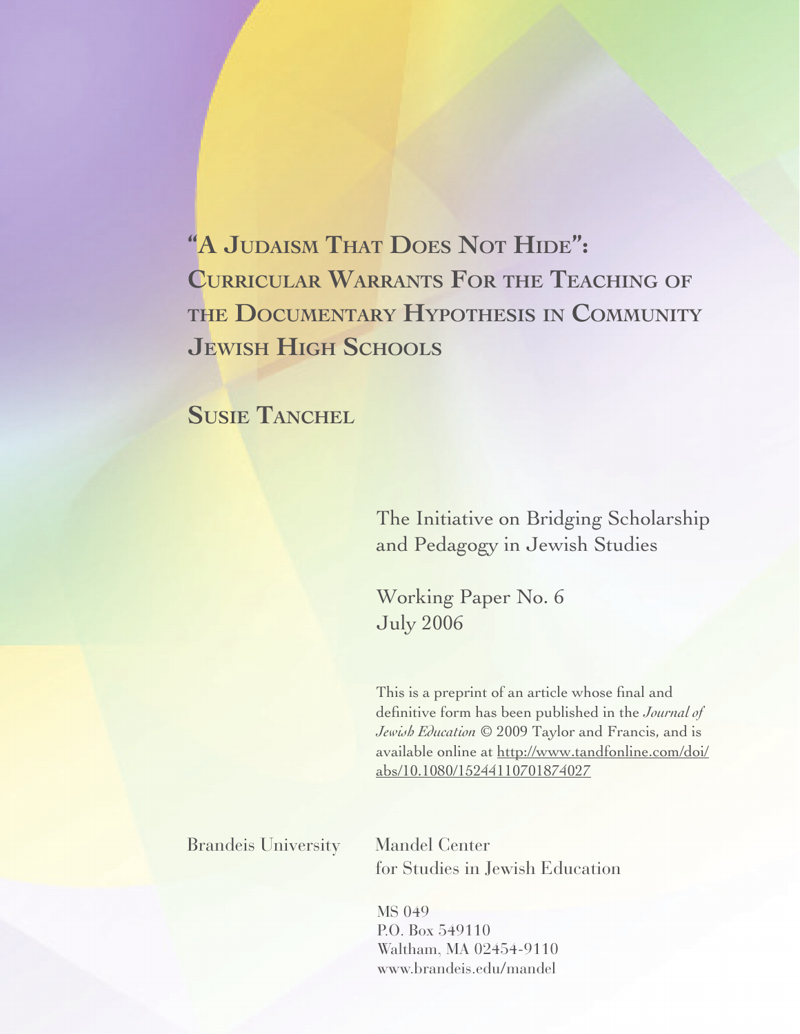# "A Judaism That Does Not Hide": Curricular Warrants For the Teaching of the Documentary Hypothesis in Community Jewish High Schools

## Susie Tanchel

The Initiative on Bridging Scholarship and Pedagogy in Jewish Studies

Working Paper No. 6
July 2006

This is a preprint of an article whose final and definitive form has been published in the *Journal of Jewish Education* © 2009 Taylor and Francis, and is available online at http://www.tandfonline.com/doi/abs/10.1080/15244110701874027

Brandeis University

Mandel Center
for Studies in Jewish Education

MS 049
P.O. Box 549110
Waltham, MA 02454-9110
www.brandeis.edu/mandel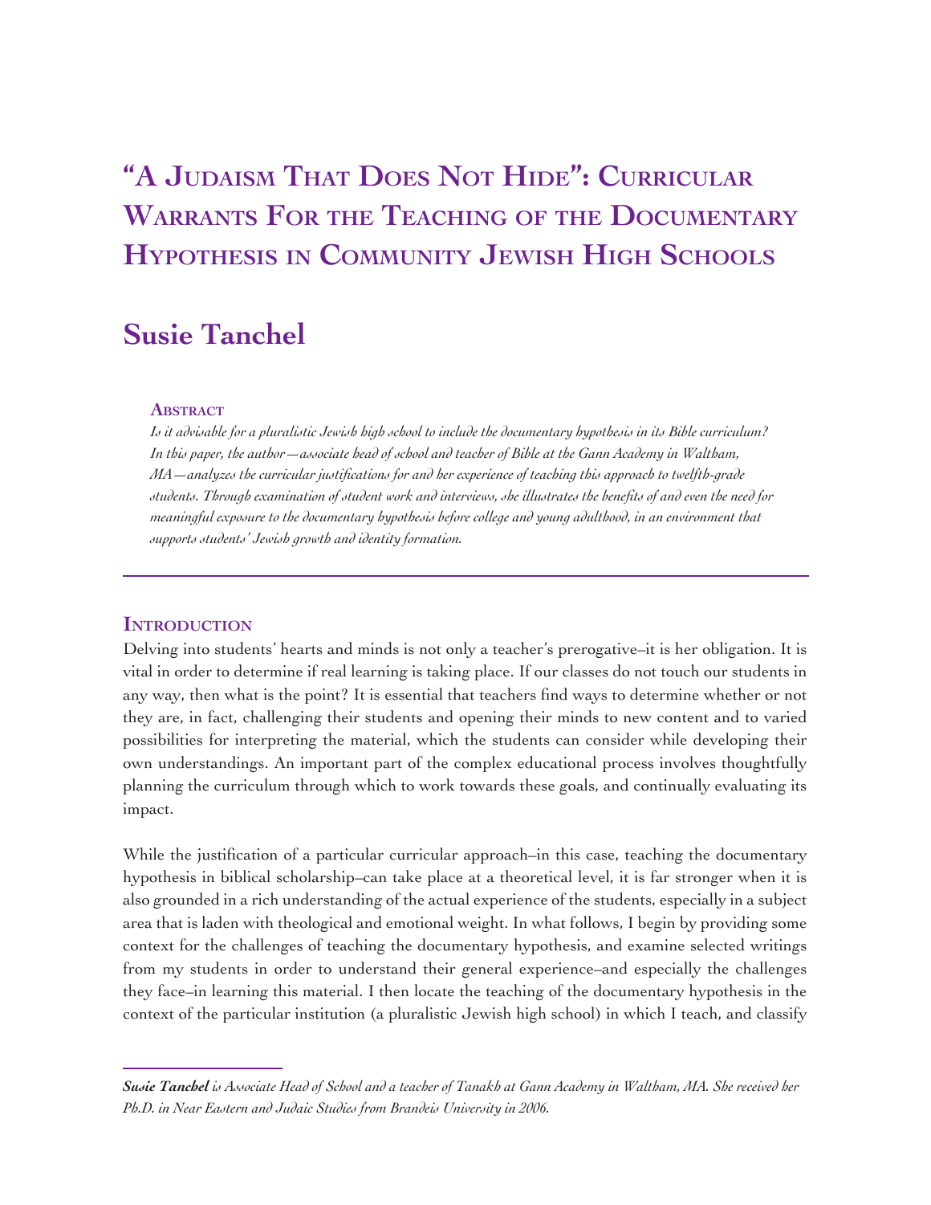# "A Judaism That Does Not Hide": Curricular Warrants For the Teaching of the Documentary Hypothesis in Community Jewish High Schools

## Susie Tanchel

### Abstract

*Is it advisable for a pluralistic Jewish high school to include the documentary hypothesis in its Bible curriculum? In this paper, the author—associate head of school and teacher of Bible at the Gann Academy in Waltham, MA—analyzes the curricular justifications for and her experience of teaching this approach to twelfth-grade students. Through examination of student work and interviews, she illustrates the benefits of and even the need for meaningful exposure to the documentary hypothesis before college and young adulthood, in an environment that supports students' Jewish growth and identity formation.*

---

### Introduction

Delving into students' hearts and minds is not only a teacher's prerogative–it is her obligation. It is vital in order to determine if real learning is taking place. If our classes do not touch our students in any way, then what is the point? It is essential that teachers find ways to determine whether or not they are, in fact, challenging their students and opening their minds to new content and to varied possibilities for interpreting the material, which the students can consider while developing their own understandings. An important part of the complex educational process involves thoughtfully planning the curriculum through which to work towards these goals, and continually evaluating its impact.

While the justification of a particular curricular approach–in this case, teaching the documentary hypothesis in biblical scholarship–can take place at a theoretical level, it is far stronger when it is also grounded in a rich understanding of the actual experience of the students, especially in a subject area that is laden with theological and emotional weight. In what follows, I begin by providing some context for the challenges of teaching the documentary hypothesis, and examine selected writings from my students in order to understand their general experience–and especially the challenges they face–in learning this material. I then locate the teaching of the documentary hypothesis in the context of the particular institution (a pluralistic Jewish high school) in which I teach, and classify

---

***Susie Tanchel** is Associate Head of School and a teacher of Tanakh at Gann Academy in Waltham, MA. She received her Ph.D. in Near Eastern and Judaic Studies from Brandeis University in 2006.*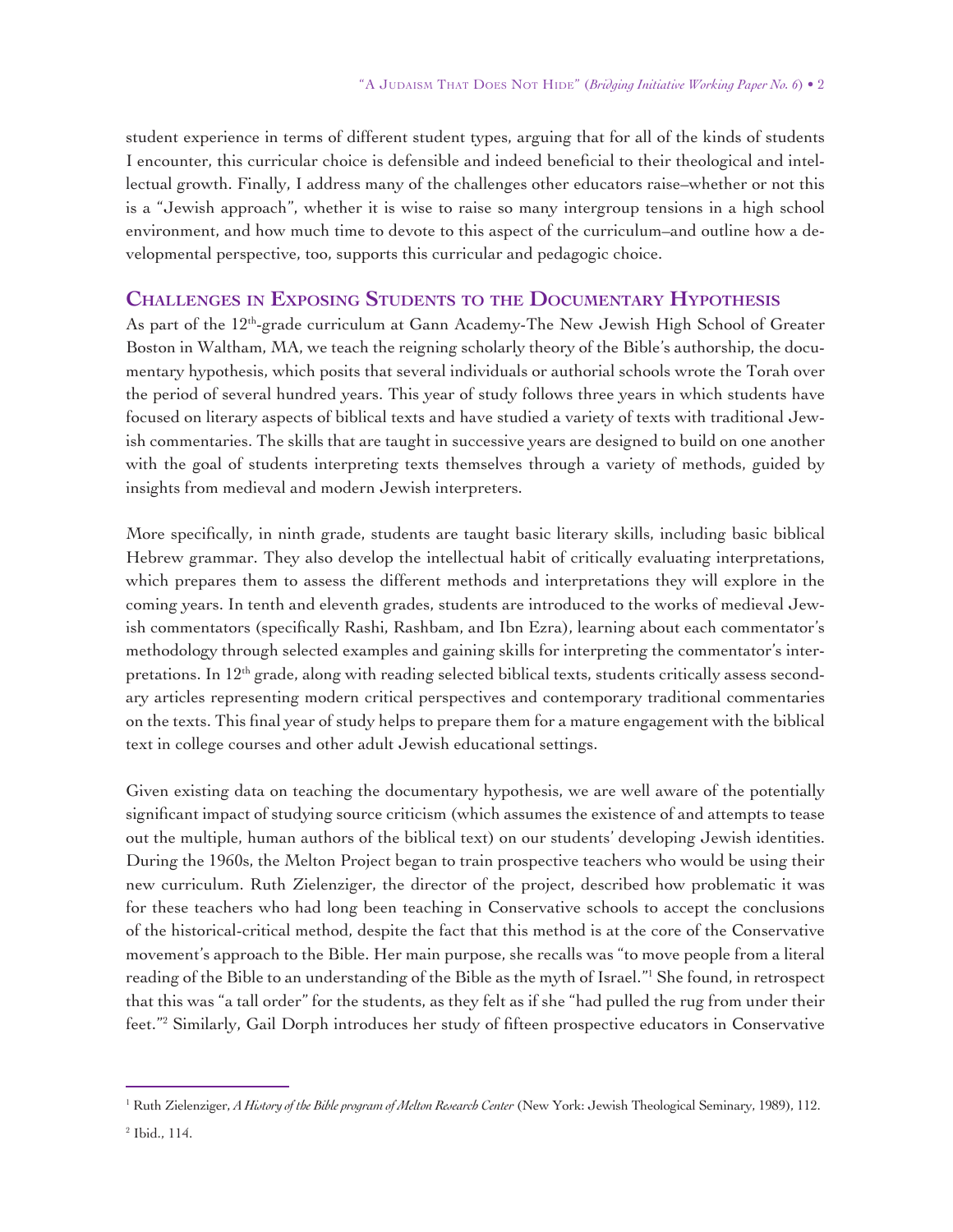student experience in terms of different student types, arguing that for all of the kinds of students I encounter, this curricular choice is defensible and indeed beneficial to their theological and intellectual growth. Finally, I address many of the challenges other educators raise–whether or not this is a "Jewish approach", whether it is wise to raise so many intergroup tensions in a high school environment, and how much time to devote to this aspect of the curriculum–and outline how a developmental perspective, too, supports this curricular and pedagogic choice.

## Challenges in Exposing Students to the Documentary Hypothesis

As part of the 12th-grade curriculum at Gann Academy-The New Jewish High School of Greater Boston in Waltham, MA, we teach the reigning scholarly theory of the Bible's authorship, the documentary hypothesis, which posits that several individuals or authorial schools wrote the Torah over the period of several hundred years. This year of study follows three years in which students have focused on literary aspects of biblical texts and have studied a variety of texts with traditional Jewish commentaries. The skills that are taught in successive years are designed to build on one another with the goal of students interpreting texts themselves through a variety of methods, guided by insights from medieval and modern Jewish interpreters.

More specifically, in ninth grade, students are taught basic literary skills, including basic biblical Hebrew grammar. They also develop the intellectual habit of critically evaluating interpretations, which prepares them to assess the different methods and interpretations they will explore in the coming years. In tenth and eleventh grades, students are introduced to the works of medieval Jewish commentators (specifically Rashi, Rashbam, and Ibn Ezra), learning about each commentator's methodology through selected examples and gaining skills for interpreting the commentator's interpretations. In 12th grade, along with reading selected biblical texts, students critically assess secondary articles representing modern critical perspectives and contemporary traditional commentaries on the texts. This final year of study helps to prepare them for a mature engagement with the biblical text in college courses and other adult Jewish educational settings.

Given existing data on teaching the documentary hypothesis, we are well aware of the potentially significant impact of studying source criticism (which assumes the existence of and attempts to tease out the multiple, human authors of the biblical text) on our students' developing Jewish identities. During the 1960s, the Melton Project began to train prospective teachers who would be using their new curriculum. Ruth Zielenziger, the director of the project, described how problematic it was for these teachers who had long been teaching in Conservative schools to accept the conclusions of the historical-critical method, despite the fact that this method is at the core of the Conservative movement's approach to the Bible. Her main purpose, she recalls was "to move people from a literal reading of the Bible to an understanding of the Bible as the myth of Israel."[1] She found, in retrospect that this was "a tall order" for the students, as they felt as if she "had pulled the rug from under their feet."[2] Similarly, Gail Dorph introduces her study of fifteen prospective educators in Conservative

---

[1] Ruth Zielenziger, *A History of the Bible program of Melton Research Center* (New York: Jewish Theological Seminary, 1989), 112.

[2] Ibid., 114.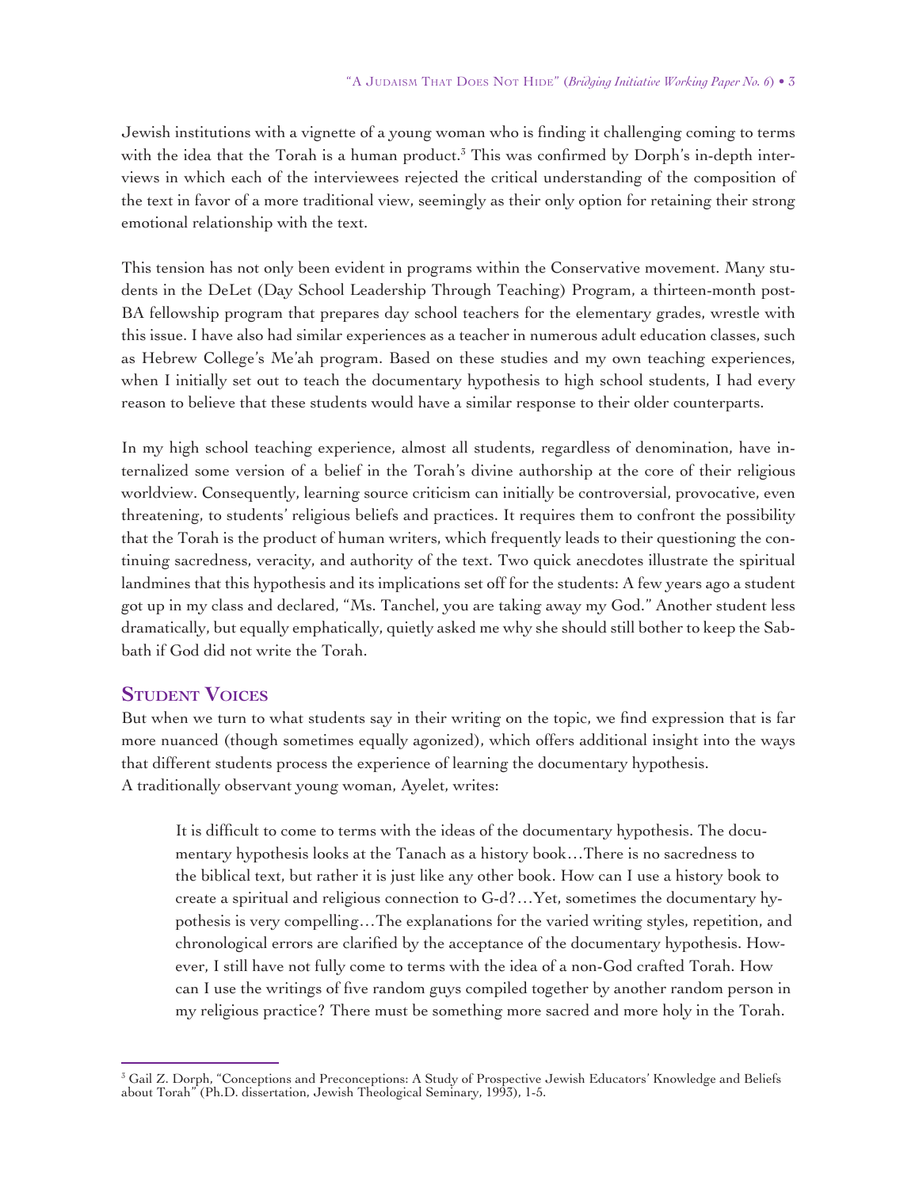Jewish institutions with a vignette of a young woman who is finding it challenging coming to terms with the idea that the Torah is a human product.[3] This was confirmed by Dorph's in-depth interviews in which each of the interviewees rejected the critical understanding of the composition of the text in favor of a more traditional view, seemingly as their only option for retaining their strong emotional relationship with the text.

This tension has not only been evident in programs within the Conservative movement. Many students in the DeLet (Day School Leadership Through Teaching) Program, a thirteen-month post-BA fellowship program that prepares day school teachers for the elementary grades, wrestle with this issue. I have also had similar experiences as a teacher in numerous adult education classes, such as Hebrew College's Me'ah program. Based on these studies and my own teaching experiences, when I initially set out to teach the documentary hypothesis to high school students, I had every reason to believe that these students would have a similar response to their older counterparts.

In my high school teaching experience, almost all students, regardless of denomination, have internalized some version of a belief in the Torah's divine authorship at the core of their religious worldview. Consequently, learning source criticism can initially be controversial, provocative, even threatening, to students' religious beliefs and practices. It requires them to confront the possibility that the Torah is the product of human writers, which frequently leads to their questioning the continuing sacredness, veracity, and authority of the text. Two quick anecdotes illustrate the spiritual landmines that this hypothesis and its implications set off for the students: A few years ago a student got up in my class and declared, "Ms. Tanchel, you are taking away my God." Another student less dramatically, but equally emphatically, quietly asked me why she should still bother to keep the Sabbath if God did not write the Torah.

## Student Voices

But when we turn to what students say in their writing on the topic, we find expression that is far more nuanced (though sometimes equally agonized), which offers additional insight into the ways that different students process the experience of learning the documentary hypothesis.
A traditionally observant young woman, Ayelet, writes:

> It is difficult to come to terms with the ideas of the documentary hypothesis. The documentary hypothesis looks at the Tanach as a history book…There is no sacredness to the biblical text, but rather it is just like any other book. How can I use a history book to create a spiritual and religious connection to G-d?…Yet, sometimes the documentary hypothesis is very compelling…The explanations for the varied writing styles, repetition, and chronological errors are clarified by the acceptance of the documentary hypothesis. However, I still have not fully come to terms with the idea of a non-God crafted Torah. How can I use the writings of five random guys compiled together by another random person in my religious practice? There must be something more sacred and more holy in the Torah.

---

[3] Gail Z. Dorph, "Conceptions and Preconceptions: A Study of Prospective Jewish Educators' Knowledge and Beliefs about Torah" (Ph.D. dissertation, Jewish Theological Seminary, 1993), 1-5.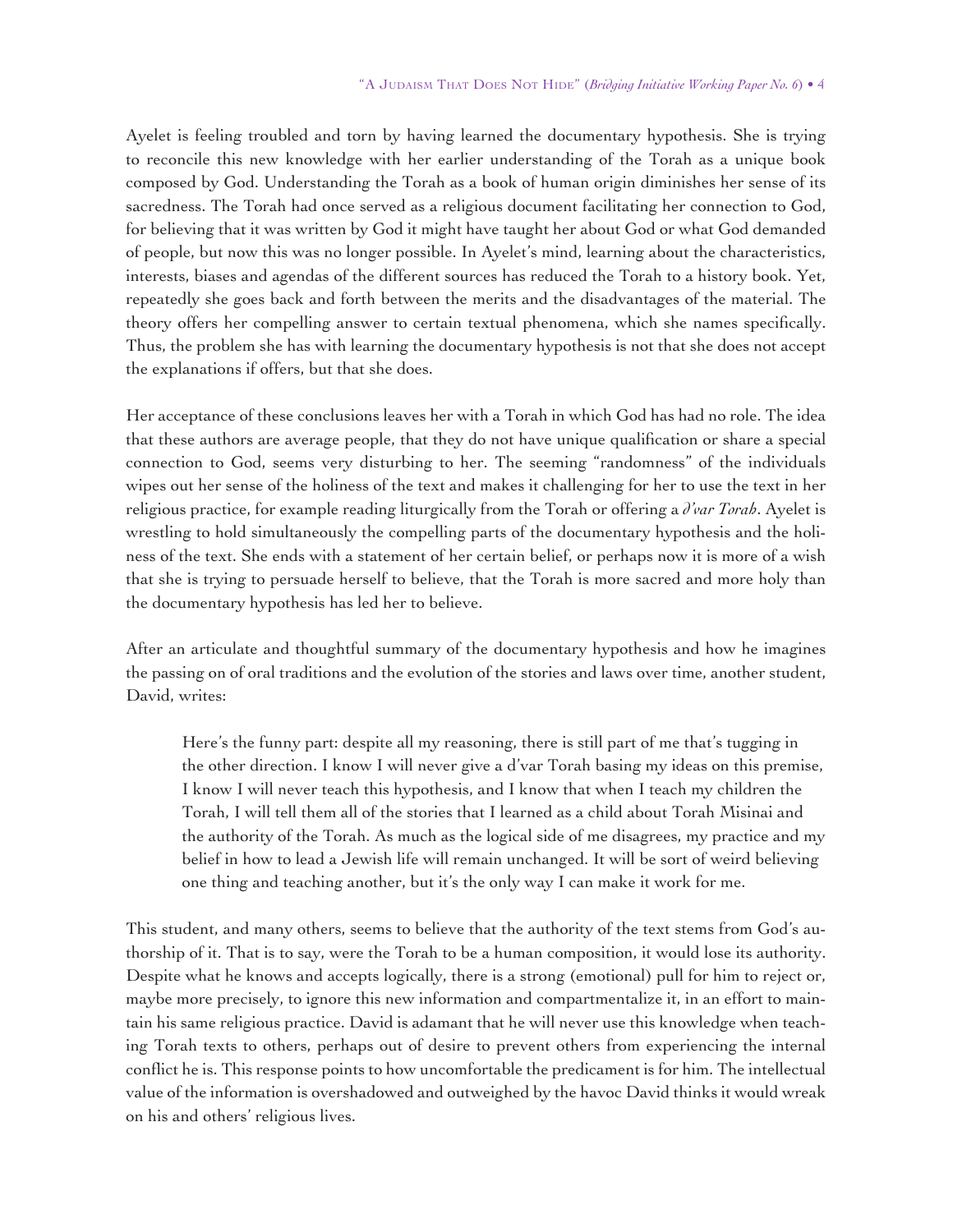Ayelet is feeling troubled and torn by having learned the documentary hypothesis. She is trying to reconcile this new knowledge with her earlier understanding of the Torah as a unique book composed by God. Understanding the Torah as a book of human origin diminishes her sense of its sacredness. The Torah had once served as a religious document facilitating her connection to God, for believing that it was written by God it might have taught her about God or what God demanded of people, but now this was no longer possible. In Ayelet's mind, learning about the characteristics, interests, biases and agendas of the different sources has reduced the Torah to a history book. Yet, repeatedly she goes back and forth between the merits and the disadvantages of the material. The theory offers her compelling answer to certain textual phenomena, which she names specifically. Thus, the problem she has with learning the documentary hypothesis is not that she does not accept the explanations if offers, but that she does.

Her acceptance of these conclusions leaves her with a Torah in which God has had no role. The idea that these authors are average people, that they do not have unique qualification or share a special connection to God, seems very disturbing to her. The seeming "randomness" of the individuals wipes out her sense of the holiness of the text and makes it challenging for her to use the text in her religious practice, for example reading liturgically from the Torah or offering a *d'var Torah*. Ayelet is wrestling to hold simultaneously the compelling parts of the documentary hypothesis and the holiness of the text. She ends with a statement of her certain belief, or perhaps now it is more of a wish that she is trying to persuade herself to believe, that the Torah is more sacred and more holy than the documentary hypothesis has led her to believe.

After an articulate and thoughtful summary of the documentary hypothesis and how he imagines the passing on of oral traditions and the evolution of the stories and laws over time, another student, David, writes:

> Here's the funny part: despite all my reasoning, there is still part of me that's tugging in the other direction. I know I will never give a d'var Torah basing my ideas on this premise, I know I will never teach this hypothesis, and I know that when I teach my children the Torah, I will tell them all of the stories that I learned as a child about Torah Misinai and the authority of the Torah. As much as the logical side of me disagrees, my practice and my belief in how to lead a Jewish life will remain unchanged. It will be sort of weird believing one thing and teaching another, but it's the only way I can make it work for me.

This student, and many others, seems to believe that the authority of the text stems from God's authorship of it. That is to say, were the Torah to be a human composition, it would lose its authority. Despite what he knows and accepts logically, there is a strong (emotional) pull for him to reject or, maybe more precisely, to ignore this new information and compartmentalize it, in an effort to maintain his same religious practice. David is adamant that he will never use this knowledge when teaching Torah texts to others, perhaps out of desire to prevent others from experiencing the internal conflict he is. This response points to how uncomfortable the predicament is for him. The intellectual value of the information is overshadowed and outweighed by the havoc David thinks it would wreak on his and others' religious lives.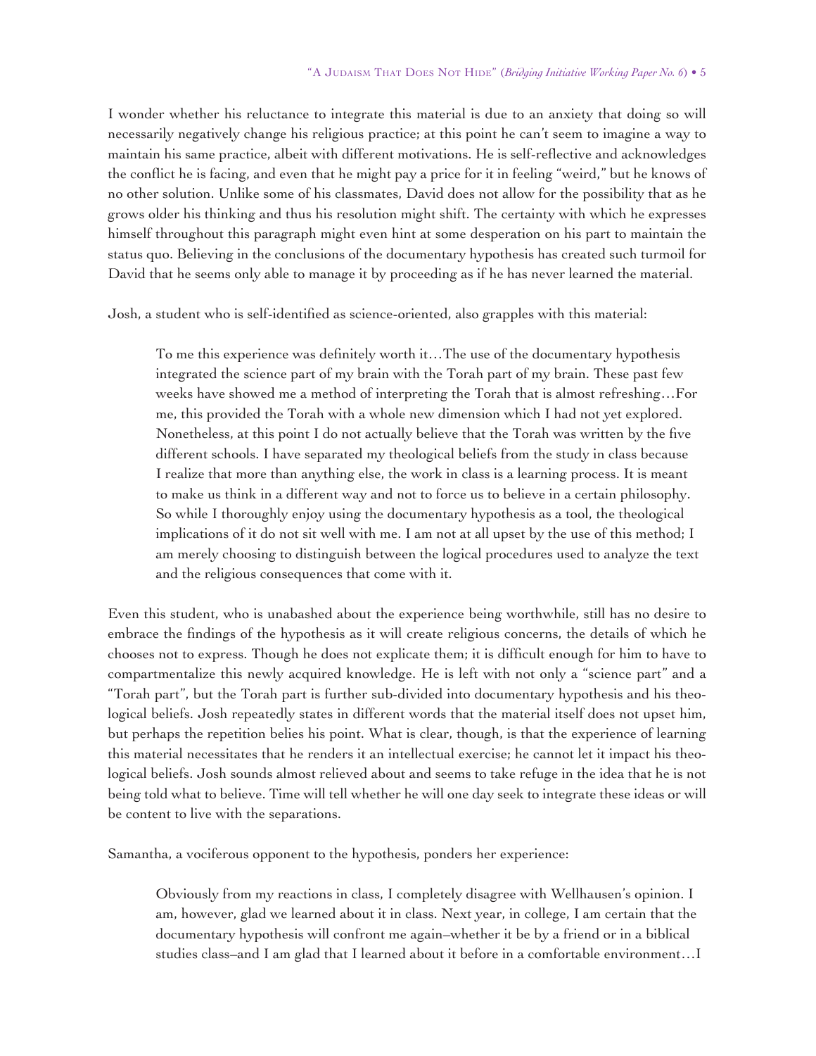I wonder whether his reluctance to integrate this material is due to an anxiety that doing so will necessarily negatively change his religious practice; at this point he can't seem to imagine a way to maintain his same practice, albeit with different motivations. He is self-reflective and acknowledges the conflict he is facing, and even that he might pay a price for it in feeling "weird," but he knows of no other solution. Unlike some of his classmates, David does not allow for the possibility that as he grows older his thinking and thus his resolution might shift. The certainty with which he expresses himself throughout this paragraph might even hint at some desperation on his part to maintain the status quo. Believing in the conclusions of the documentary hypothesis has created such turmoil for David that he seems only able to manage it by proceeding as if he has never learned the material.

Josh, a student who is self-identified as science-oriented, also grapples with this material:

> To me this experience was definitely worth it…The use of the documentary hypothesis integrated the science part of my brain with the Torah part of my brain. These past few weeks have showed me a method of interpreting the Torah that is almost refreshing…For me, this provided the Torah with a whole new dimension which I had not yet explored. Nonetheless, at this point I do not actually believe that the Torah was written by the five different schools. I have separated my theological beliefs from the study in class because I realize that more than anything else, the work in class is a learning process. It is meant to make us think in a different way and not to force us to believe in a certain philosophy. So while I thoroughly enjoy using the documentary hypothesis as a tool, the theological implications of it do not sit well with me. I am not at all upset by the use of this method; I am merely choosing to distinguish between the logical procedures used to analyze the text and the religious consequences that come with it.

Even this student, who is unabashed about the experience being worthwhile, still has no desire to embrace the findings of the hypothesis as it will create religious concerns, the details of which he chooses not to express. Though he does not explicate them; it is difficult enough for him to have to compartmentalize this newly acquired knowledge. He is left with not only a "science part" and a "Torah part", but the Torah part is further sub-divided into documentary hypothesis and his theological beliefs. Josh repeatedly states in different words that the material itself does not upset him, but perhaps the repetition belies his point. What is clear, though, is that the experience of learning this material necessitates that he renders it an intellectual exercise; he cannot let it impact his theological beliefs. Josh sounds almost relieved about and seems to take refuge in the idea that he is not being told what to believe. Time will tell whether he will one day seek to integrate these ideas or will be content to live with the separations.

Samantha, a vociferous opponent to the hypothesis, ponders her experience:

> Obviously from my reactions in class, I completely disagree with Wellhausen's opinion. I am, however, glad we learned about it in class. Next year, in college, I am certain that the documentary hypothesis will confront me again–whether it be by a friend or in a biblical studies class–and I am glad that I learned about it before in a comfortable environment…I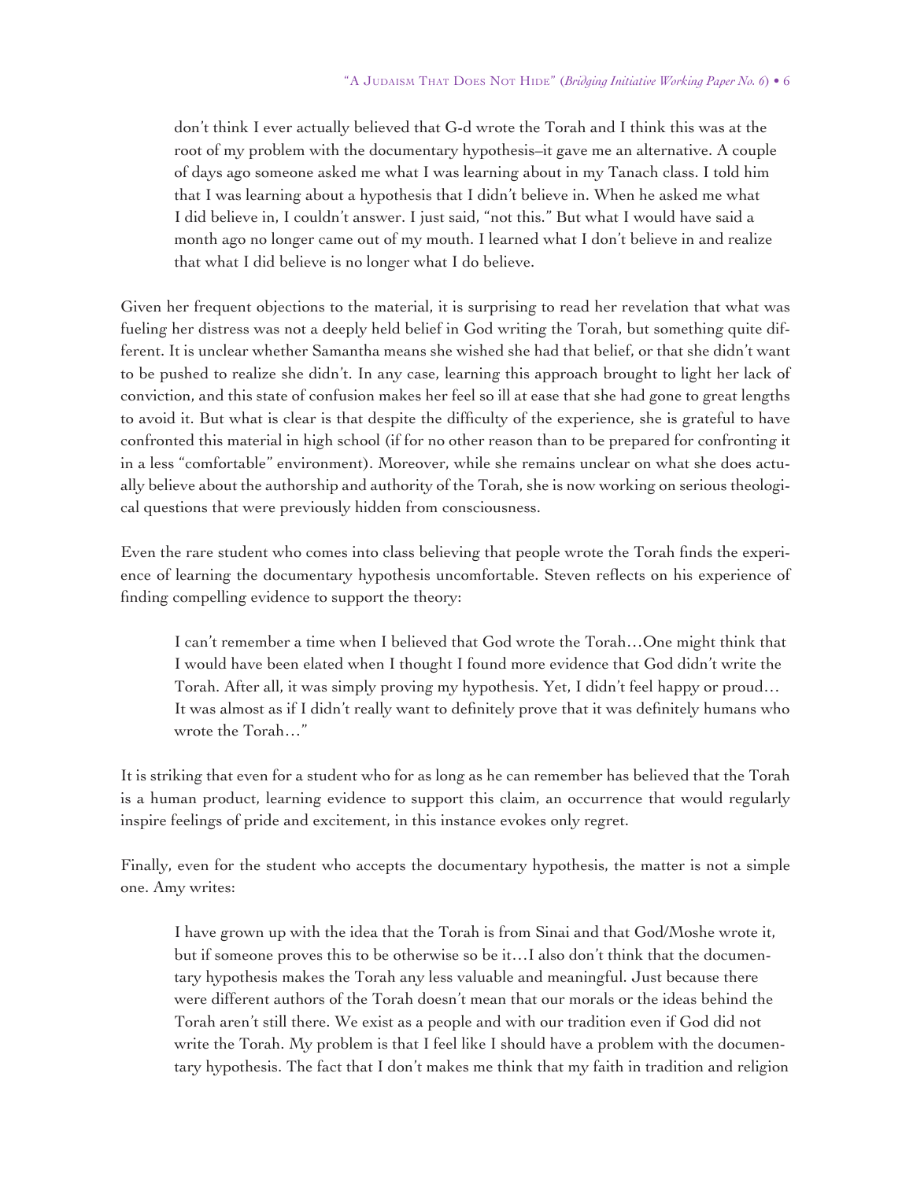> don't think I ever actually believed that G-d wrote the Torah and I think this was at the root of my problem with the documentary hypothesis–it gave me an alternative. A couple of days ago someone asked me what I was learning about in my Tanach class. I told him that I was learning about a hypothesis that I didn't believe in. When he asked me what I did believe in, I couldn't answer. I just said, "not this." But what I would have said a month ago no longer came out of my mouth. I learned what I don't believe in and realize that what I did believe is no longer what I do believe.

Given her frequent objections to the material, it is surprising to read her revelation that what was fueling her distress was not a deeply held belief in God writing the Torah, but something quite different. It is unclear whether Samantha means she wished she had that belief, or that she didn't want to be pushed to realize she didn't. In any case, learning this approach brought to light her lack of conviction, and this state of confusion makes her feel so ill at ease that she had gone to great lengths to avoid it. But what is clear is that despite the difficulty of the experience, she is grateful to have confronted this material in high school (if for no other reason than to be prepared for confronting it in a less "comfortable" environment). Moreover, while she remains unclear on what she does actually believe about the authorship and authority of the Torah, she is now working on serious theological questions that were previously hidden from consciousness.

Even the rare student who comes into class believing that people wrote the Torah finds the experience of learning the documentary hypothesis uncomfortable. Steven reflects on his experience of finding compelling evidence to support the theory:

> I can't remember a time when I believed that God wrote the Torah…One might think that I would have been elated when I thought I found more evidence that God didn't write the Torah. After all, it was simply proving my hypothesis. Yet, I didn't feel happy or proud… It was almost as if I didn't really want to definitely prove that it was definitely humans who wrote the Torah…"

It is striking that even for a student who for as long as he can remember has believed that the Torah is a human product, learning evidence to support this claim, an occurrence that would regularly inspire feelings of pride and excitement, in this instance evokes only regret.

Finally, even for the student who accepts the documentary hypothesis, the matter is not a simple one. Amy writes:

> I have grown up with the idea that the Torah is from Sinai and that God/Moshe wrote it, but if someone proves this to be otherwise so be it…I also don't think that the documentary hypothesis makes the Torah any less valuable and meaningful. Just because there were different authors of the Torah doesn't mean that our morals or the ideas behind the Torah aren't still there. We exist as a people and with our tradition even if God did not write the Torah. My problem is that I feel like I should have a problem with the documentary hypothesis. The fact that I don't makes me think that my faith in tradition and religion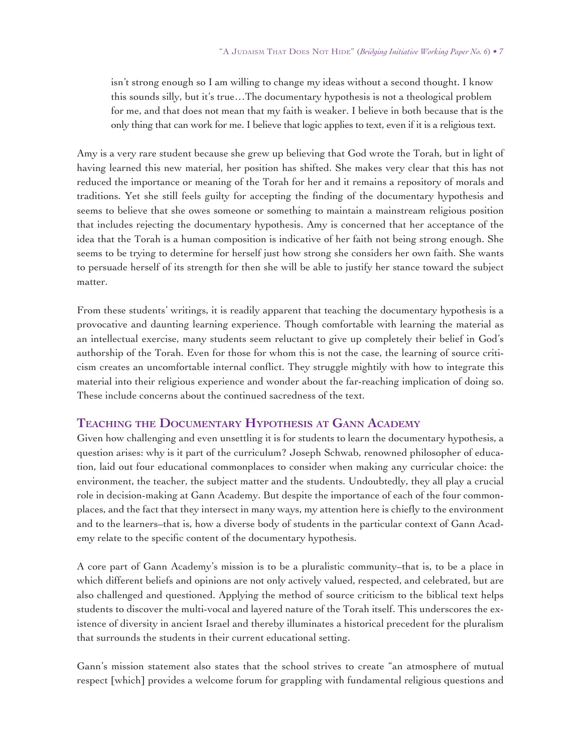> isn't strong enough so I am willing to change my ideas without a second thought. I know this sounds silly, but it's true…The documentary hypothesis is not a theological problem for me, and that does not mean that my faith is weaker. I believe in both because that is the only thing that can work for me. I believe that logic applies to text, even if it is a religious text.

Amy is a very rare student because she grew up believing that God wrote the Torah, but in light of having learned this new material, her position has shifted. She makes very clear that this has not reduced the importance or meaning of the Torah for her and it remains a repository of morals and traditions. Yet she still feels guilty for accepting the finding of the documentary hypothesis and seems to believe that she owes someone or something to maintain a mainstream religious position that includes rejecting the documentary hypothesis. Amy is concerned that her acceptance of the idea that the Torah is a human composition is indicative of her faith not being strong enough. She seems to be trying to determine for herself just how strong she considers her own faith. She wants to persuade herself of its strength for then she will be able to justify her stance toward the subject matter.

From these students' writings, it is readily apparent that teaching the documentary hypothesis is a provocative and daunting learning experience. Though comfortable with learning the material as an intellectual exercise, many students seem reluctant to give up completely their belief in God's authorship of the Torah. Even for those for whom this is not the case, the learning of source criticism creates an uncomfortable internal conflict. They struggle mightily with how to integrate this material into their religious experience and wonder about the far-reaching implication of doing so. These include concerns about the continued sacredness of the text.

## Teaching the Documentary Hypothesis at Gann Academy

Given how challenging and even unsettling it is for students to learn the documentary hypothesis, a question arises: why is it part of the curriculum? Joseph Schwab, renowned philosopher of education, laid out four educational commonplaces to consider when making any curricular choice: the environment, the teacher, the subject matter and the students. Undoubtedly, they all play a crucial role in decision-making at Gann Academy. But despite the importance of each of the four commonplaces, and the fact that they intersect in many ways, my attention here is chiefly to the environment and to the learners–that is, how a diverse body of students in the particular context of Gann Academy relate to the specific content of the documentary hypothesis.

A core part of Gann Academy's mission is to be a pluralistic community–that is, to be a place in which different beliefs and opinions are not only actively valued, respected, and celebrated, but are also challenged and questioned. Applying the method of source criticism to the biblical text helps students to discover the multi-vocal and layered nature of the Torah itself. This underscores the existence of diversity in ancient Israel and thereby illuminates a historical precedent for the pluralism that surrounds the students in their current educational setting.

Gann's mission statement also states that the school strives to create "an atmosphere of mutual respect [which] provides a welcome forum for grappling with fundamental religious questions and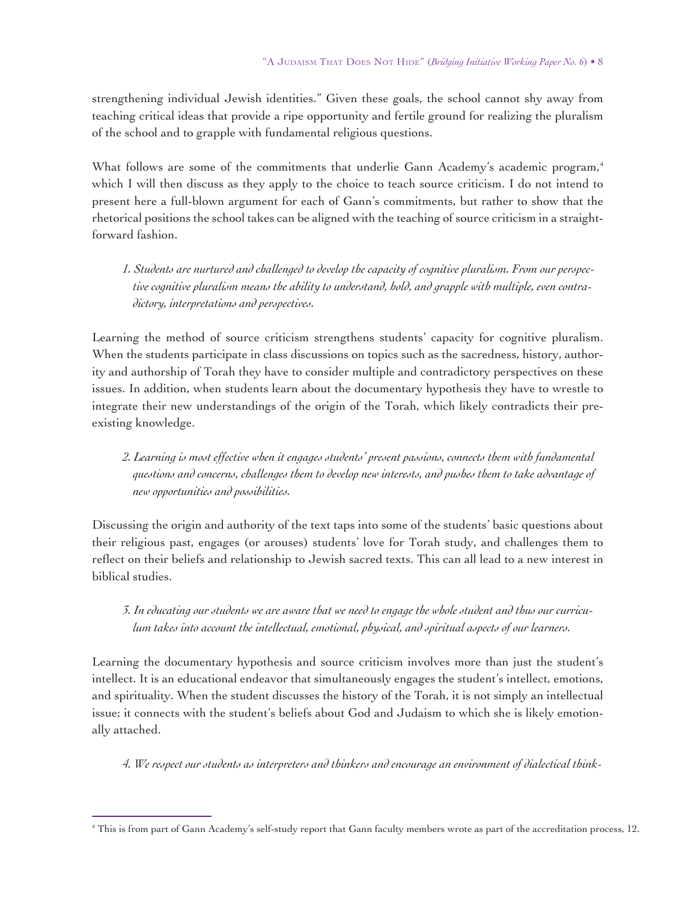strengthening individual Jewish identities." Given these goals, the school cannot shy away from teaching critical ideas that provide a ripe opportunity and fertile ground for realizing the pluralism of the school and to grapple with fundamental religious questions.

What follows are some of the commitments that underlie Gann Academy's academic program,[4] which I will then discuss as they apply to the choice to teach source criticism. I do not intend to present here a full-blown argument for each of Gann's commitments, but rather to show that the rhetorical positions the school takes can be aligned with the teaching of source criticism in a straightforward fashion.

> *1. Students are nurtured and challenged to develop the capacity of cognitive pluralism. From our perspective cognitive pluralism means the ability to understand, hold, and grapple with multiple, even contradictory, interpretations and perspectives.*

Learning the method of source criticism strengthens students' capacity for cognitive pluralism. When the students participate in class discussions on topics such as the sacredness, history, authority and authorship of Torah they have to consider multiple and contradictory perspectives on these issues. In addition, when students learn about the documentary hypothesis they have to wrestle to integrate their new understandings of the origin of the Torah, which likely contradicts their preexisting knowledge.

> *2. Learning is most effective when it engages students' present passions, connects them with fundamental questions and concerns, challenges them to develop new interests, and pushes them to take advantage of new opportunities and possibilities.*

Discussing the origin and authority of the text taps into some of the students' basic questions about their religious past, engages (or arouses) students' love for Torah study, and challenges them to reflect on their beliefs and relationship to Jewish sacred texts. This can all lead to a new interest in biblical studies.

> *3. In educating our students we are aware that we need to engage the whole student and thus our curriculum takes into account the intellectual, emotional, physical, and spiritual aspects of our learners.*

Learning the documentary hypothesis and source criticism involves more than just the student's intellect. It is an educational endeavor that simultaneously engages the student's intellect, emotions, and spirituality. When the student discusses the history of the Torah, it is not simply an intellectual issue; it connects with the student's beliefs about God and Judaism to which she is likely emotionally attached.

> *4. We respect our students as interpreters and thinkers and encourage an environment of dialectical think-*

[4] This is from part of Gann Academy's self-study report that Gann faculty members wrote as part of the accreditation process, 12.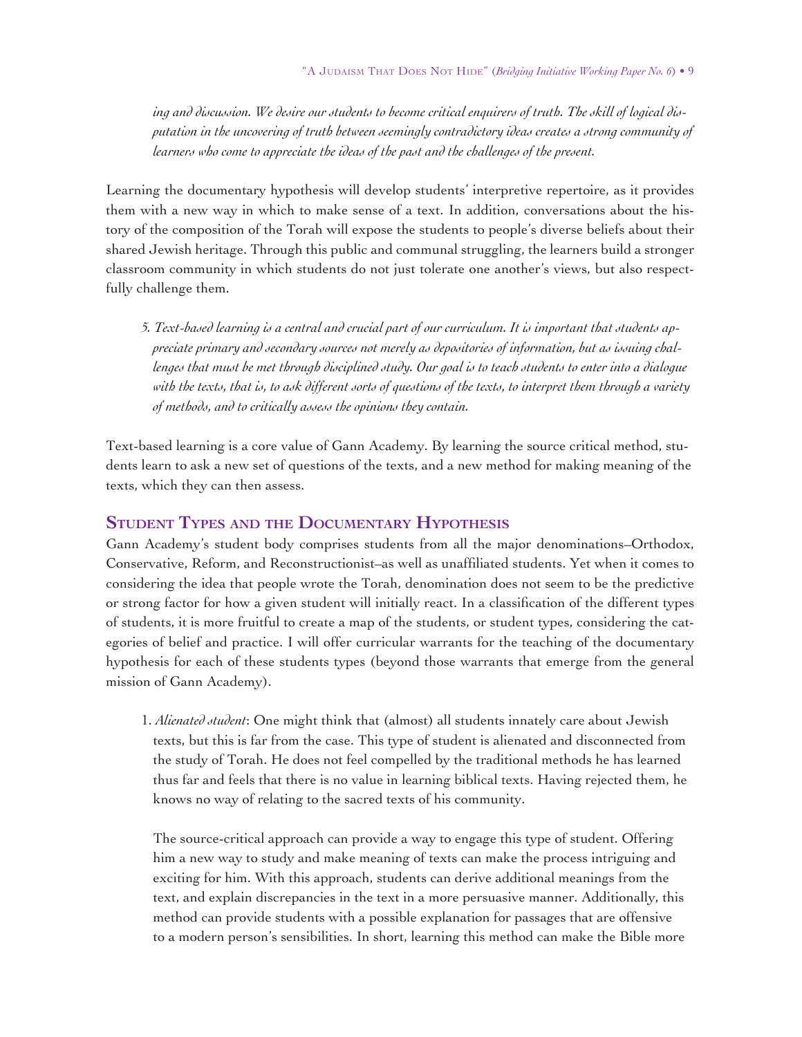*ing and discussion. We desire our students to become critical enquirers of truth. The skill of logical disputation in the uncovering of truth between seemingly contradictory ideas creates a strong community of learners who come to appreciate the ideas of the past and the challenges of the present.*

Learning the documentary hypothesis will develop students' interpretive repertoire, as it provides them with a new way in which to make sense of a text. In addition, conversations about the history of the composition of the Torah will expose the students to people's diverse beliefs about their shared Jewish heritage. Through this public and communal struggling, the learners build a stronger classroom community in which students do not just tolerate one another's views, but also respectfully challenge them.

> *5. Text-based learning is a central and crucial part of our curriculum. It is important that students appreciate primary and secondary sources not merely as depositories of information, but as issuing challenges that must be met through disciplined study. Our goal is to teach students to enter into a dialogue with the texts, that is, to ask different sorts of questions of the texts, to interpret them through a variety of methods, and to critically assess the opinions they contain.*

Text-based learning is a core value of Gann Academy. By learning the source critical method, students learn to ask a new set of questions of the texts, and a new method for making meaning of the texts, which they can then assess.

## Student Types and the Documentary Hypothesis

Gann Academy's student body comprises students from all the major denominations–Orthodox, Conservative, Reform, and Reconstructionist–as well as unaffiliated students. Yet when it comes to considering the idea that people wrote the Torah, denomination does not seem to be the predictive or strong factor for how a given student will initially react. In a classification of the different types of students, it is more fruitful to create a map of the students, or student types, considering the categories of belief and practice. I will offer curricular warrants for the teaching of the documentary hypothesis for each of these students types (beyond those warrants that emerge from the general mission of Gann Academy).

1. *Alienated student*: One might think that (almost) all students innately care about Jewish texts, but this is far from the case. This type of student is alienated and disconnected from the study of Torah. He does not feel compelled by the traditional methods he has learned thus far and feels that there is no value in learning biblical texts. Having rejected them, he knows no way of relating to the sacred texts of his community.

   The source-critical approach can provide a way to engage this type of student. Offering him a new way to study and make meaning of texts can make the process intriguing and exciting for him. With this approach, students can derive additional meanings from the text, and explain discrepancies in the text in a more persuasive manner. Additionally, this method can provide students with a possible explanation for passages that are offensive to a modern person's sensibilities. In short, learning this method can make the Bible more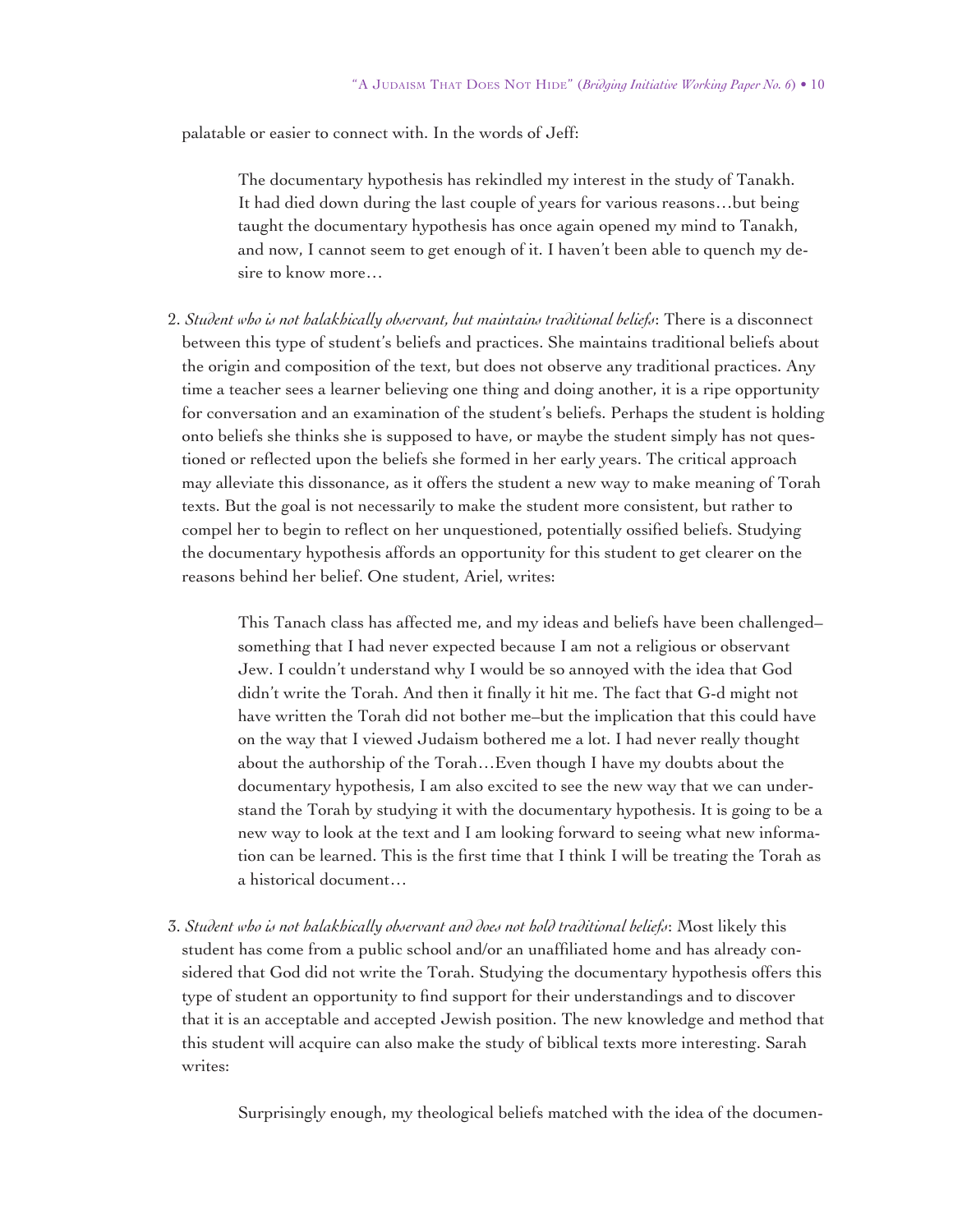palatable or easier to connect with. In the words of Jeff:

> The documentary hypothesis has rekindled my interest in the study of Tanakh. It had died down during the last couple of years for various reasons…but being taught the documentary hypothesis has once again opened my mind to Tanakh, and now, I cannot seem to get enough of it. I haven't been able to quench my desire to know more…

2. *Student who is not halakhically observant, but maintains traditional beliefs*: There is a disconnect between this type of student's beliefs and practices. She maintains traditional beliefs about the origin and composition of the text, but does not observe any traditional practices. Any time a teacher sees a learner believing one thing and doing another, it is a ripe opportunity for conversation and an examination of the student's beliefs. Perhaps the student is holding onto beliefs she thinks she is supposed to have, or maybe the student simply has not questioned or reflected upon the beliefs she formed in her early years. The critical approach may alleviate this dissonance, as it offers the student a new way to make meaning of Torah texts. But the goal is not necessarily to make the student more consistent, but rather to compel her to begin to reflect on her unquestioned, potentially ossified beliefs. Studying the documentary hypothesis affords an opportunity for this student to get clearer on the reasons behind her belief. One student, Ariel, writes:

> This Tanach class has affected me, and my ideas and beliefs have been challenged–something that I had never expected because I am not a religious or observant Jew. I couldn't understand why I would be so annoyed with the idea that God didn't write the Torah. And then it finally it hit me. The fact that G-d might not have written the Torah did not bother me–but the implication that this could have on the way that I viewed Judaism bothered me a lot. I had never really thought about the authorship of the Torah…Even though I have my doubts about the documentary hypothesis, I am also excited to see the new way that we can understand the Torah by studying it with the documentary hypothesis. It is going to be a new way to look at the text and I am looking forward to seeing what new information can be learned. This is the first time that I think I will be treating the Torah as a historical document…

3. *Student who is not halakhically observant and does not hold traditional beliefs*: Most likely this student has come from a public school and/or an unaffiliated home and has already considered that God did not write the Torah. Studying the documentary hypothesis offers this type of student an opportunity to find support for their understandings and to discover that it is an acceptable and accepted Jewish position. The new knowledge and method that this student will acquire can also make the study of biblical texts more interesting. Sarah writes:

> Surprisingly enough, my theological beliefs matched with the idea of the documen-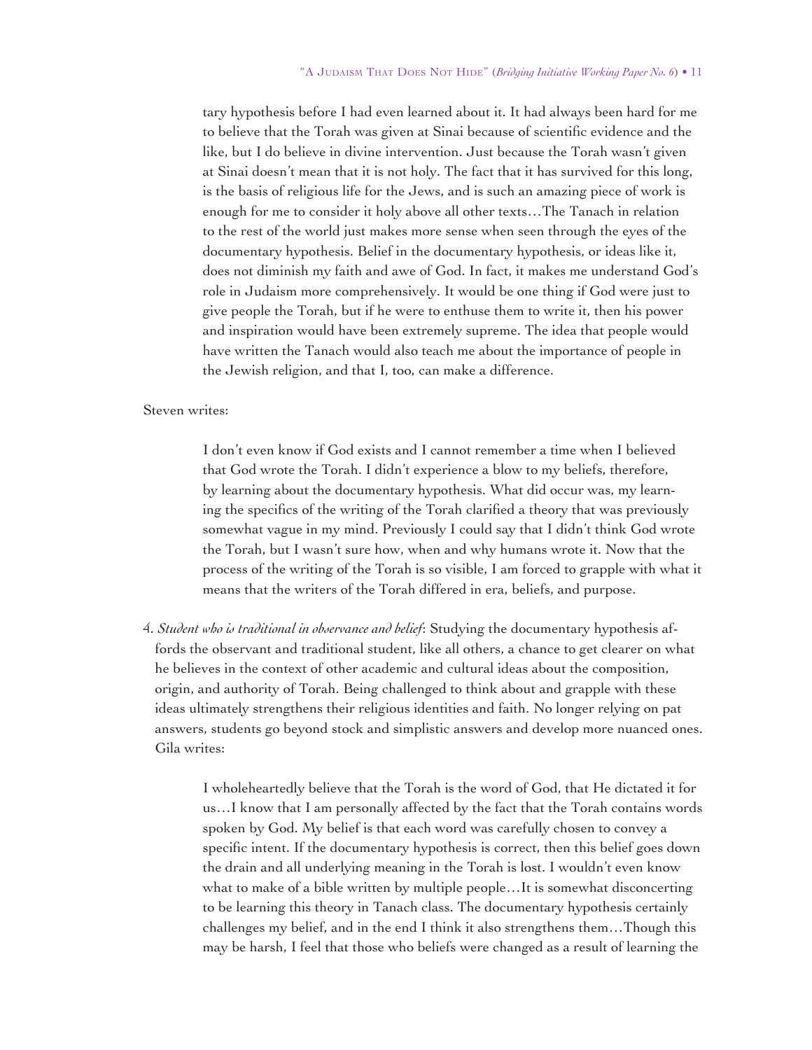tary hypothesis before I had even learned about it. It had always been hard for me to believe that the Torah was given at Sinai because of scientific evidence and the like, but I do believe in divine intervention. Just because the Torah wasn't given at Sinai doesn't mean that it is not holy. The fact that it has survived for this long, is the basis of religious life for the Jews, and is such an amazing piece of work is enough for me to consider it holy above all other texts…The Tanach in relation to the rest of the world just makes more sense when seen through the eyes of the documentary hypothesis. Belief in the documentary hypothesis, or ideas like it, does not diminish my faith and awe of God. In fact, it makes me understand God's role in Judaism more comprehensively. It would be one thing if God were just to give people the Torah, but if he were to enthuse them to write it, then his power and inspiration would have been extremely supreme. The idea that people would have written the Tanach would also teach me about the importance of people in the Jewish religion, and that I, too, can make a difference.

Steven writes:

> I don't even know if God exists and I cannot remember a time when I believed that God wrote the Torah. I didn't experience a blow to my beliefs, therefore, by learning about the documentary hypothesis. What did occur was, my learning the specifics of the writing of the Torah clarified a theory that was previously somewhat vague in my mind. Previously I could say that I didn't think God wrote the Torah, but I wasn't sure how, when and why humans wrote it. Now that the process of the writing of the Torah is so visible, I am forced to grapple with what it means that the writers of the Torah differed in era, beliefs, and purpose.

4. *Student who is traditional in observance and belief*: Studying the documentary hypothesis affords the observant and traditional student, like all others, a chance to get clearer on what he believes in the context of other academic and cultural ideas about the composition, origin, and authority of Torah. Being challenged to think about and grapple with these ideas ultimately strengthens their religious identities and faith. No longer relying on pat answers, students go beyond stock and simplistic answers and develop more nuanced ones. Gila writes:

> I wholeheartedly believe that the Torah is the word of God, that He dictated it for us…I know that I am personally affected by the fact that the Torah contains words spoken by God. My belief is that each word was carefully chosen to convey a specific intent. If the documentary hypothesis is correct, then this belief goes down the drain and all underlying meaning in the Torah is lost. I wouldn't even know what to make of a bible written by multiple people…It is somewhat disconcerting to be learning this theory in Tanach class. The documentary hypothesis certainly challenges my belief, and in the end I think it also strengthens them…Though this may be harsh, I feel that those who beliefs were changed as a result of learning the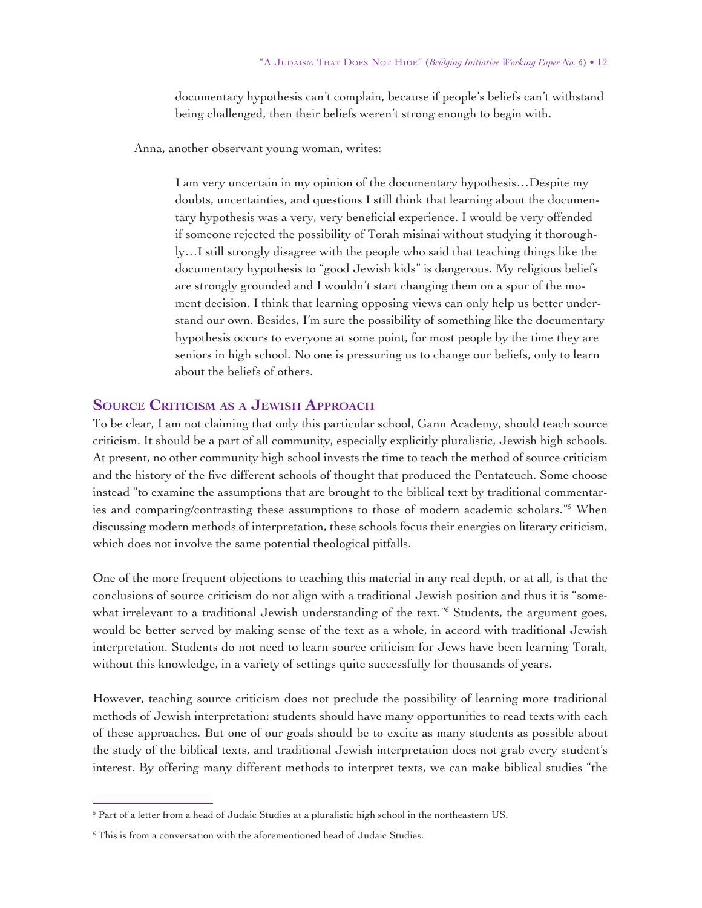> documentary hypothesis can't complain, because if people's beliefs can't withstand being challenged, then their beliefs weren't strong enough to begin with.

Anna, another observant young woman, writes:

> I am very uncertain in my opinion of the documentary hypothesis…Despite my doubts, uncertainties, and questions I still think that learning about the documentary hypothesis was a very, very beneficial experience. I would be very offended if someone rejected the possibility of Torah misinai without studying it thoroughly…I still strongly disagree with the people who said that teaching things like the documentary hypothesis to "good Jewish kids" is dangerous. My religious beliefs are strongly grounded and I wouldn't start changing them on a spur of the moment decision. I think that learning opposing views can only help us better understand our own. Besides, I'm sure the possibility of something like the documentary hypothesis occurs to everyone at some point, for most people by the time they are seniors in high school. No one is pressuring us to change our beliefs, only to learn about the beliefs of others.

## Source Criticism as a Jewish Approach

To be clear, I am not claiming that only this particular school, Gann Academy, should teach source criticism. It should be a part of all community, especially explicitly pluralistic, Jewish high schools. At present, no other community high school invests the time to teach the method of source criticism and the history of the five different schools of thought that produced the Pentateuch. Some choose instead "to examine the assumptions that are brought to the biblical text by traditional commentaries and comparing/contrasting these assumptions to those of modern academic scholars."[5] When discussing modern methods of interpretation, these schools focus their energies on literary criticism, which does not involve the same potential theological pitfalls.

One of the more frequent objections to teaching this material in any real depth, or at all, is that the conclusions of source criticism do not align with a traditional Jewish position and thus it is "somewhat irrelevant to a traditional Jewish understanding of the text."[6] Students, the argument goes, would be better served by making sense of the text as a whole, in accord with traditional Jewish interpretation. Students do not need to learn source criticism for Jews have been learning Torah, without this knowledge, in a variety of settings quite successfully for thousands of years.

However, teaching source criticism does not preclude the possibility of learning more traditional methods of Jewish interpretation; students should have many opportunities to read texts with each of these approaches. But one of our goals should be to excite as many students as possible about the study of the biblical texts, and traditional Jewish interpretation does not grab every student's interest. By offering many different methods to interpret texts, we can make biblical studies "the

---

[5] Part of a letter from a head of Judaic Studies at a pluralistic high school in the northeastern US.

[6] This is from a conversation with the aforementioned head of Judaic Studies.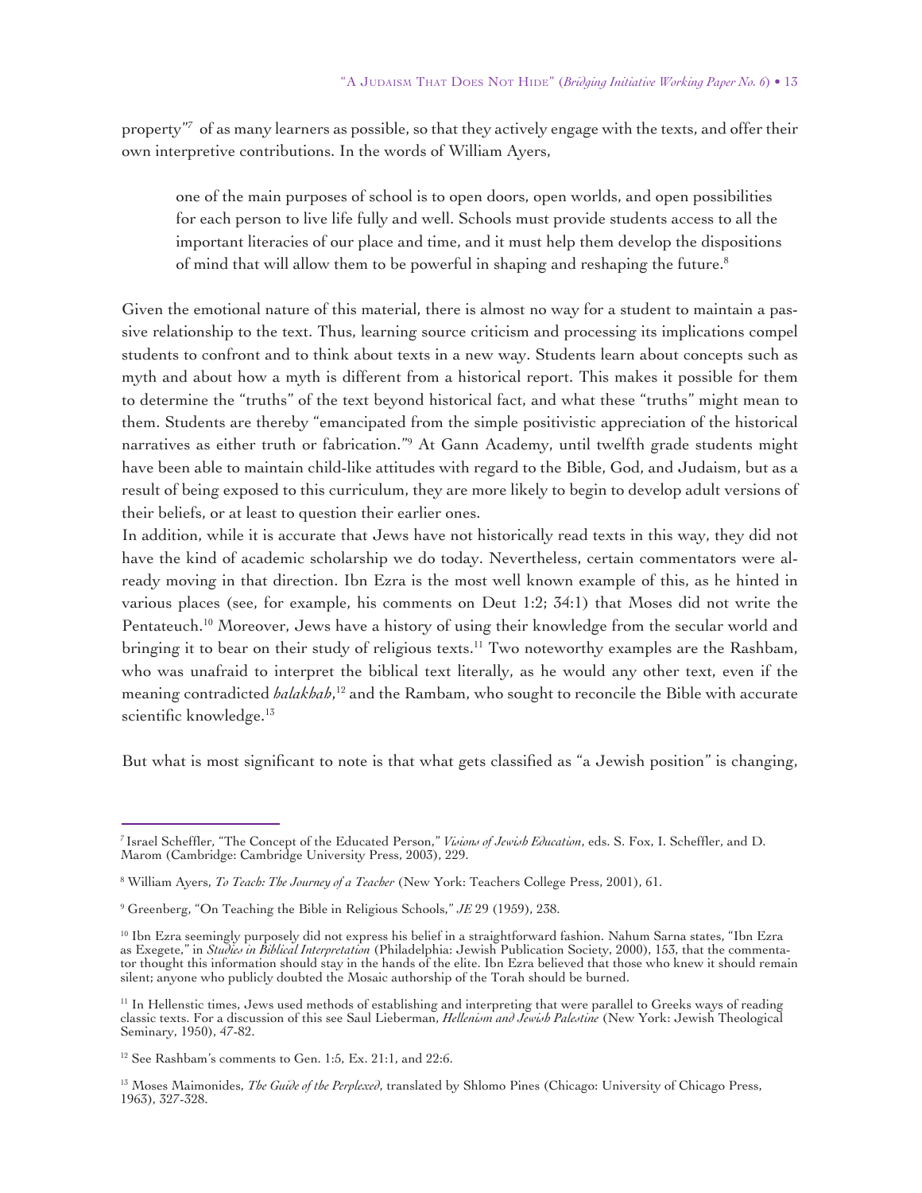property"[7] of as many learners as possible, so that they actively engage with the texts, and offer their own interpretive contributions. In the words of William Ayers,

> one of the main purposes of school is to open doors, open worlds, and open possibilities for each person to live life fully and well. Schools must provide students access to all the important literacies of our place and time, and it must help them develop the dispositions of mind that will allow them to be powerful in shaping and reshaping the future.[8]

Given the emotional nature of this material, there is almost no way for a student to maintain a passive relationship to the text. Thus, learning source criticism and processing its implications compel students to confront and to think about texts in a new way. Students learn about concepts such as myth and about how a myth is different from a historical report. This makes it possible for them to determine the "truths" of the text beyond historical fact, and what these "truths" might mean to them. Students are thereby "emancipated from the simple positivistic appreciation of the historical narratives as either truth or fabrication."[9] At Gann Academy, until twelfth grade students might have been able to maintain child-like attitudes with regard to the Bible, God, and Judaism, but as a result of being exposed to this curriculum, they are more likely to begin to develop adult versions of their beliefs, or at least to question their earlier ones.

In addition, while it is accurate that Jews have not historically read texts in this way, they did not have the kind of academic scholarship we do today. Nevertheless, certain commentators were already moving in that direction. Ibn Ezra is the most well known example of this, as he hinted in various places (see, for example, his comments on Deut 1:2; 34:1) that Moses did not write the Pentateuch.[10] Moreover, Jews have a history of using their knowledge from the secular world and bringing it to bear on their study of religious texts.[11] Two noteworthy examples are the Rashbam, who was unafraid to interpret the biblical text literally, as he would any other text, even if the meaning contradicted *halakhah*,[12] and the Rambam, who sought to reconcile the Bible with accurate scientific knowledge.[13]

But what is most significant to note is that what gets classified as "a Jewish position" is changing,

---

[7] Israel Scheffler, "The Concept of the Educated Person," *Visions of Jewish Education*, eds. S. Fox, I. Scheffler, and D. Marom (Cambridge: Cambridge University Press, 2003), 229.

[8] William Ayers, *To Teach: The Journey of a Teacher* (New York: Teachers College Press, 2001), 61.

[9] Greenberg, "On Teaching the Bible in Religious Schools," *JE* 29 (1959), 238.

[10] Ibn Ezra seemingly purposely did not express his belief in a straightforward fashion. Nahum Sarna states, "Ibn Ezra as Exegete," in *Studies in Biblical Interpretation* (Philadelphia: Jewish Publication Society, 2000), 153, that the commentator thought this information should stay in the hands of the elite. Ibn Ezra believed that those who knew it should remain silent; anyone who publicly doubted the Mosaic authorship of the Torah should be burned.

[11] In Hellenstic times, Jews used methods of establishing and interpreting that were parallel to Greeks ways of reading classic texts. For a discussion of this see Saul Lieberman, *Hellenism and Jewish Palestine* (New York: Jewish Theological Seminary, 1950), 47-82.

[12] See Rashbam's comments to Gen. 1:5, Ex. 21:1, and 22:6.

[13] Moses Maimonides, *The Guide of the Perplexed*, translated by Shlomo Pines (Chicago: University of Chicago Press, 1963), 327-328.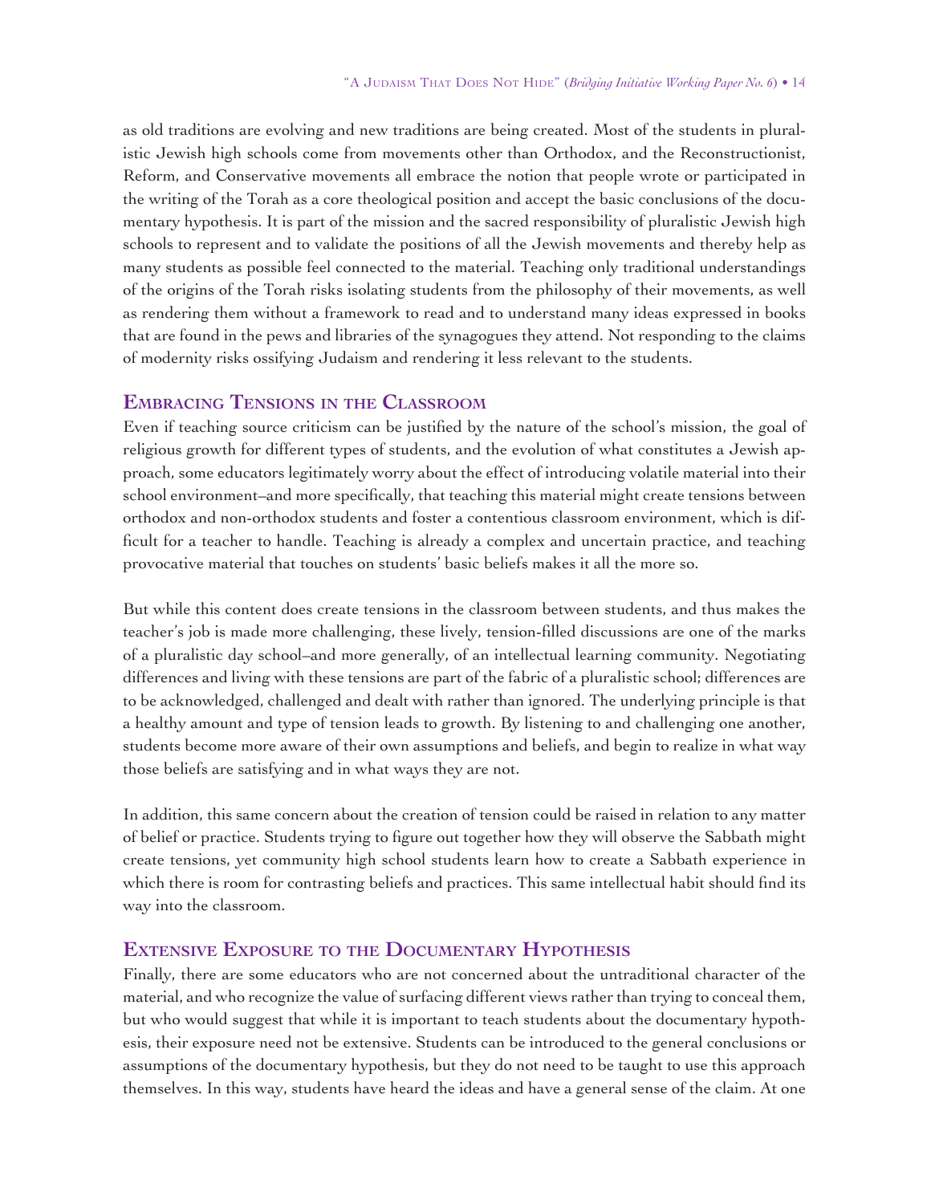as old traditions are evolving and new traditions are being created. Most of the students in pluralistic Jewish high schools come from movements other than Orthodox, and the Reconstructionist, Reform, and Conservative movements all embrace the notion that people wrote or participated in the writing of the Torah as a core theological position and accept the basic conclusions of the documentary hypothesis. It is part of the mission and the sacred responsibility of pluralistic Jewish high schools to represent and to validate the positions of all the Jewish movements and thereby help as many students as possible feel connected to the material. Teaching only traditional understandings of the origins of the Torah risks isolating students from the philosophy of their movements, as well as rendering them without a framework to read and to understand many ideas expressed in books that are found in the pews and libraries of the synagogues they attend. Not responding to the claims of modernity risks ossifying Judaism and rendering it less relevant to the students.

## Embracing Tensions in the Classroom

Even if teaching source criticism can be justified by the nature of the school's mission, the goal of religious growth for different types of students, and the evolution of what constitutes a Jewish approach, some educators legitimately worry about the effect of introducing volatile material into their school environment–and more specifically, that teaching this material might create tensions between orthodox and non-orthodox students and foster a contentious classroom environment, which is difficult for a teacher to handle. Teaching is already a complex and uncertain practice, and teaching provocative material that touches on students' basic beliefs makes it all the more so.

But while this content does create tensions in the classroom between students, and thus makes the teacher's job is made more challenging, these lively, tension-filled discussions are one of the marks of a pluralistic day school–and more generally, of an intellectual learning community. Negotiating differences and living with these tensions are part of the fabric of a pluralistic school; differences are to be acknowledged, challenged and dealt with rather than ignored. The underlying principle is that a healthy amount and type of tension leads to growth. By listening to and challenging one another, students become more aware of their own assumptions and beliefs, and begin to realize in what way those beliefs are satisfying and in what ways they are not.

In addition, this same concern about the creation of tension could be raised in relation to any matter of belief or practice. Students trying to figure out together how they will observe the Sabbath might create tensions, yet community high school students learn how to create a Sabbath experience in which there is room for contrasting beliefs and practices. This same intellectual habit should find its way into the classroom.

## Extensive Exposure to the Documentary Hypothesis

Finally, there are some educators who are not concerned about the untraditional character of the material, and who recognize the value of surfacing different views rather than trying to conceal them, but who would suggest that while it is important to teach students about the documentary hypothesis, their exposure need not be extensive. Students can be introduced to the general conclusions or assumptions of the documentary hypothesis, but they do not need to be taught to use this approach themselves. In this way, students have heard the ideas and have a general sense of the claim. At one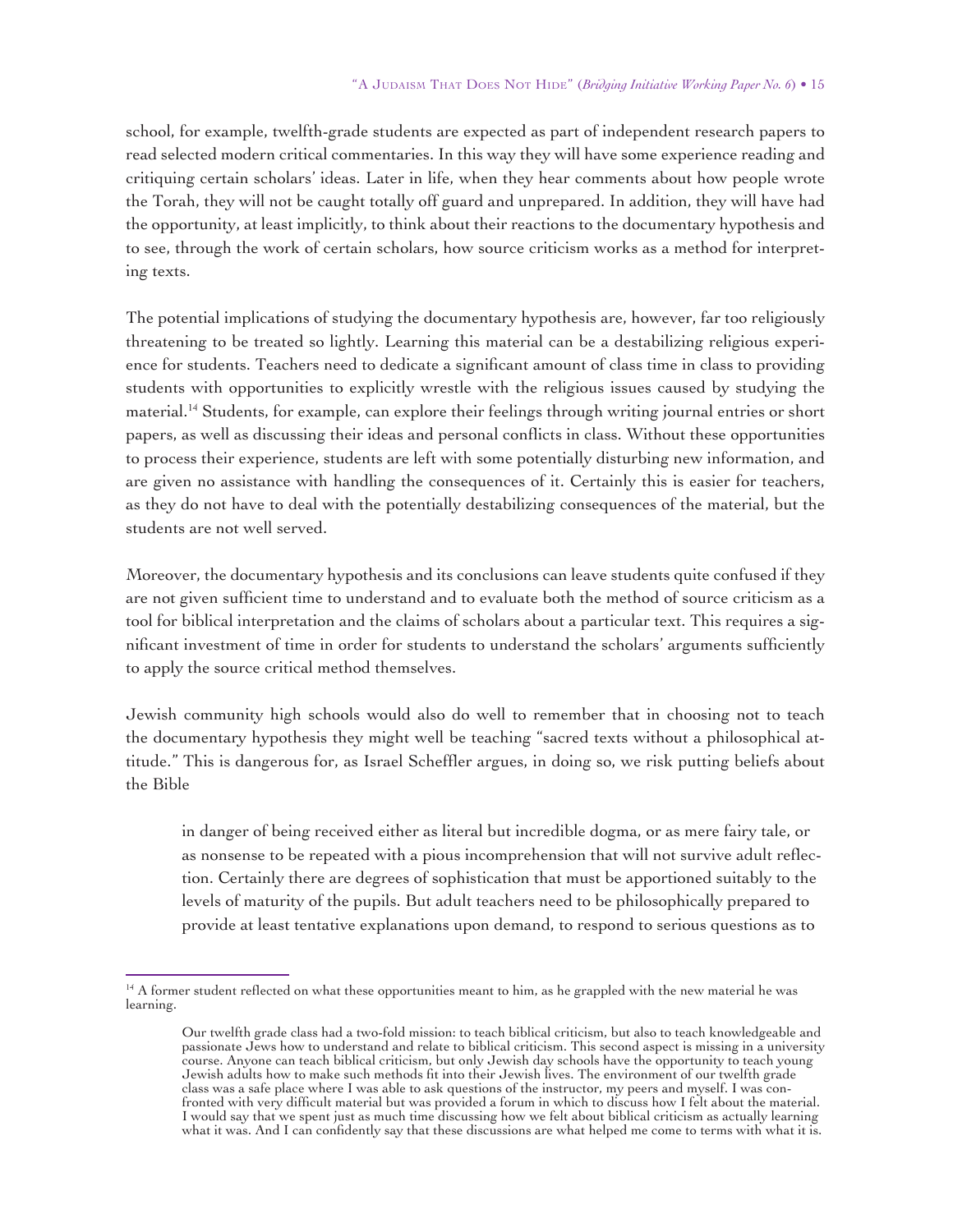school, for example, twelfth-grade students are expected as part of independent research papers to read selected modern critical commentaries. In this way they will have some experience reading and critiquing certain scholars' ideas. Later in life, when they hear comments about how people wrote the Torah, they will not be caught totally off guard and unprepared. In addition, they will have had the opportunity, at least implicitly, to think about their reactions to the documentary hypothesis and to see, through the work of certain scholars, how source criticism works as a method for interpreting texts.

The potential implications of studying the documentary hypothesis are, however, far too religiously threatening to be treated so lightly. Learning this material can be a destabilizing religious experience for students. Teachers need to dedicate a significant amount of class time in class to providing students with opportunities to explicitly wrestle with the religious issues caused by studying the material.[14] Students, for example, can explore their feelings through writing journal entries or short papers, as well as discussing their ideas and personal conflicts in class. Without these opportunities to process their experience, students are left with some potentially disturbing new information, and are given no assistance with handling the consequences of it. Certainly this is easier for teachers, as they do not have to deal with the potentially destabilizing consequences of the material, but the students are not well served.

Moreover, the documentary hypothesis and its conclusions can leave students quite confused if they are not given sufficient time to understand and to evaluate both the method of source criticism as a tool for biblical interpretation and the claims of scholars about a particular text. This requires a significant investment of time in order for students to understand the scholars' arguments sufficiently to apply the source critical method themselves.

Jewish community high schools would also do well to remember that in choosing not to teach the documentary hypothesis they might well be teaching "sacred texts without a philosophical attitude." This is dangerous for, as Israel Scheffler argues, in doing so, we risk putting beliefs about the Bible

> in danger of being received either as literal but incredible dogma, or as mere fairy tale, or as nonsense to be repeated with a pious incomprehension that will not survive adult reflection. Certainly there are degrees of sophistication that must be apportioned suitably to the levels of maturity of the pupils. But adult teachers need to be philosophically prepared to provide at least tentative explanations upon demand, to respond to serious questions as to

---

[14] A former student reflected on what these opportunities meant to him, as he grappled with the new material he was learning.

> Our twelfth grade class had a two-fold mission: to teach biblical criticism, but also to teach knowledgeable and passionate Jews how to understand and relate to biblical criticism. This second aspect is missing in a university course. Anyone can teach biblical criticism, but only Jewish day schools have the opportunity to teach young Jewish adults how to make such methods fit into their Jewish lives. The environment of our twelfth grade class was a safe place where I was able to ask questions of the instructor, my peers and myself. I was confronted with very difficult material but was provided a forum in which to discuss how I felt about the material. I would say that we spent just as much time discussing how we felt about biblical criticism as actually learning what it was. And I can confidently say that these discussions are what helped me come to terms with what it is.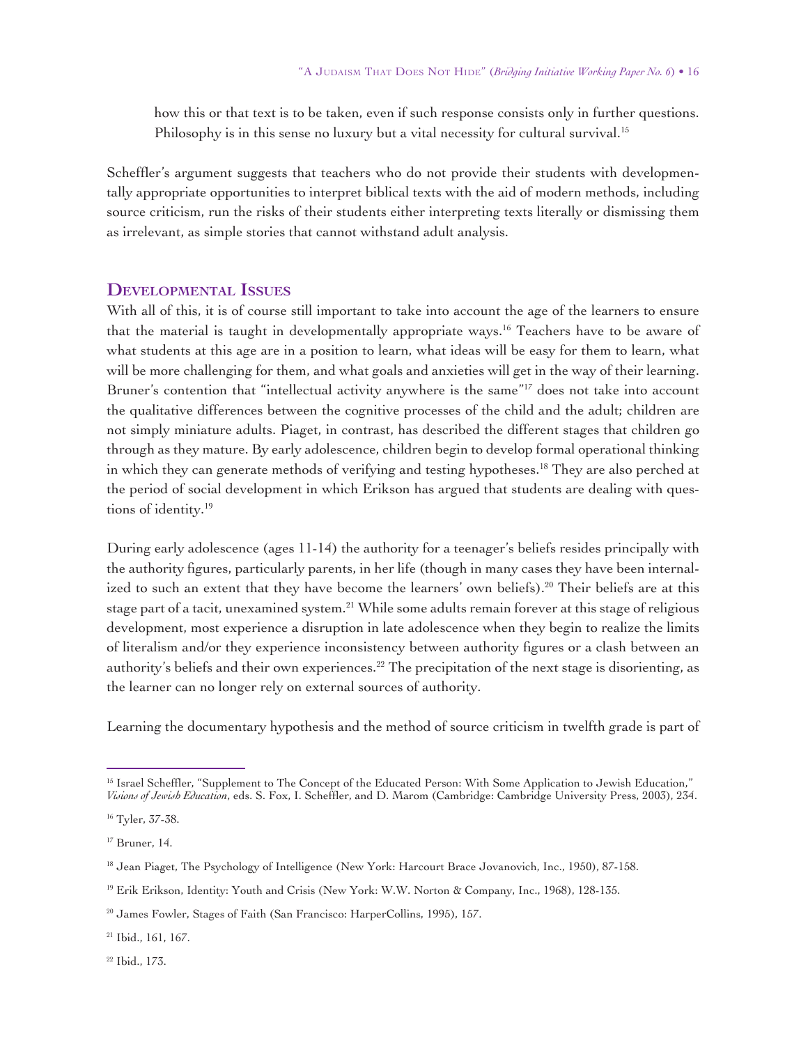how this or that text is to be taken, even if such response consists only in further questions. Philosophy is in this sense no luxury but a vital necessity for cultural survival.[15]

Scheffler's argument suggests that teachers who do not provide their students with developmentally appropriate opportunities to interpret biblical texts with the aid of modern methods, including source criticism, run the risks of their students either interpreting texts literally or dismissing them as irrelevant, as simple stories that cannot withstand adult analysis.

## Developmental Issues

With all of this, it is of course still important to take into account the age of the learners to ensure that the material is taught in developmentally appropriate ways.[16] Teachers have to be aware of what students at this age are in a position to learn, what ideas will be easy for them to learn, what will be more challenging for them, and what goals and anxieties will get in the way of their learning. Bruner's contention that "intellectual activity anywhere is the same"[17] does not take into account the qualitative differences between the cognitive processes of the child and the adult; children are not simply miniature adults. Piaget, in contrast, has described the different stages that children go through as they mature. By early adolescence, children begin to develop formal operational thinking in which they can generate methods of verifying and testing hypotheses.[18] They are also perched at the period of social development in which Erikson has argued that students are dealing with questions of identity.[19]

During early adolescence (ages 11-14) the authority for a teenager's beliefs resides principally with the authority figures, particularly parents, in her life (though in many cases they have been internalized to such an extent that they have become the learners' own beliefs).[20] Their beliefs are at this stage part of a tacit, unexamined system.[21] While some adults remain forever at this stage of religious development, most experience a disruption in late adolescence when they begin to realize the limits of literalism and/or they experience inconsistency between authority figures or a clash between an authority's beliefs and their own experiences.[22] The precipitation of the next stage is disorienting, as the learner can no longer rely on external sources of authority.

Learning the documentary hypothesis and the method of source criticism in twelfth grade is part of

---

[15] Israel Scheffler, "Supplement to The Concept of the Educated Person: With Some Application to Jewish Education," *Visions of Jewish Education*, eds. S. Fox, I. Scheffler, and D. Marom (Cambridge: Cambridge University Press, 2003), 234.

[16] Tyler, 37-38.

[17] Bruner, 14.

[18] Jean Piaget, The Psychology of Intelligence (New York: Harcourt Brace Jovanovich, Inc., 1950), 87-158.

[19] Erik Erikson, Identity: Youth and Crisis (New York: W.W. Norton & Company, Inc., 1968), 128-135.

[20] James Fowler, Stages of Faith (San Francisco: HarperCollins, 1995), 157.

[21] Ibid., 161, 167.

[22] Ibid., 173.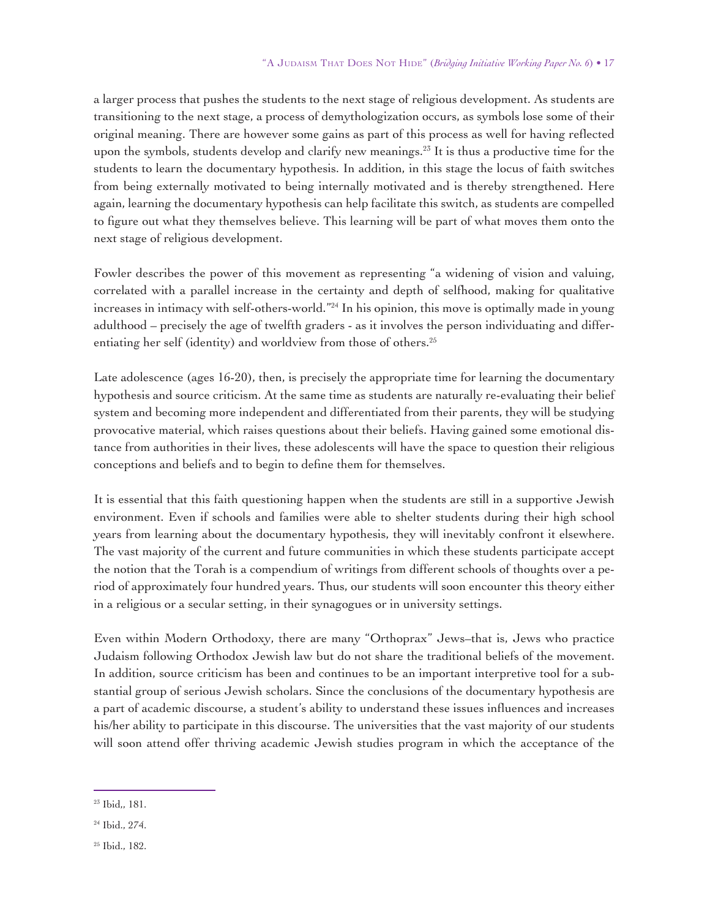a larger process that pushes the students to the next stage of religious development. As students are transitioning to the next stage, a process of demythologization occurs, as symbols lose some of their original meaning. There are however some gains as part of this process as well for having reflected upon the symbols, students develop and clarify new meanings.[23] It is thus a productive time for the students to learn the documentary hypothesis. In addition, in this stage the locus of faith switches from being externally motivated to being internally motivated and is thereby strengthened. Here again, learning the documentary hypothesis can help facilitate this switch, as students are compelled to figure out what they themselves believe. This learning will be part of what moves them onto the next stage of religious development.

Fowler describes the power of this movement as representing "a widening of vision and valuing, correlated with a parallel increase in the certainty and depth of selfhood, making for qualitative increases in intimacy with self-others-world."[24] In his opinion, this move is optimally made in young adulthood – precisely the age of twelfth graders - as it involves the person individuating and differentiating her self (identity) and worldview from those of others.[25]

Late adolescence (ages 16-20), then, is precisely the appropriate time for learning the documentary hypothesis and source criticism. At the same time as students are naturally re-evaluating their belief system and becoming more independent and differentiated from their parents, they will be studying provocative material, which raises questions about their beliefs. Having gained some emotional distance from authorities in their lives, these adolescents will have the space to question their religious conceptions and beliefs and to begin to define them for themselves.

It is essential that this faith questioning happen when the students are still in a supportive Jewish environment. Even if schools and families were able to shelter students during their high school years from learning about the documentary hypothesis, they will inevitably confront it elsewhere. The vast majority of the current and future communities in which these students participate accept the notion that the Torah is a compendium of writings from different schools of thoughts over a period of approximately four hundred years. Thus, our students will soon encounter this theory either in a religious or a secular setting, in their synagogues or in university settings.

Even within Modern Orthodoxy, there are many "Orthoprax" Jews–that is, Jews who practice Judaism following Orthodox Jewish law but do not share the traditional beliefs of the movement. In addition, source criticism has been and continues to be an important interpretive tool for a substantial group of serious Jewish scholars. Since the conclusions of the documentary hypothesis are a part of academic discourse, a student's ability to understand these issues influences and increases his/her ability to participate in this discourse. The universities that the vast majority of our students will soon attend offer thriving academic Jewish studies program in which the acceptance of the

---

[23] Ibid,, 181.

[24] Ibid., 274.

[25] Ibid., 182.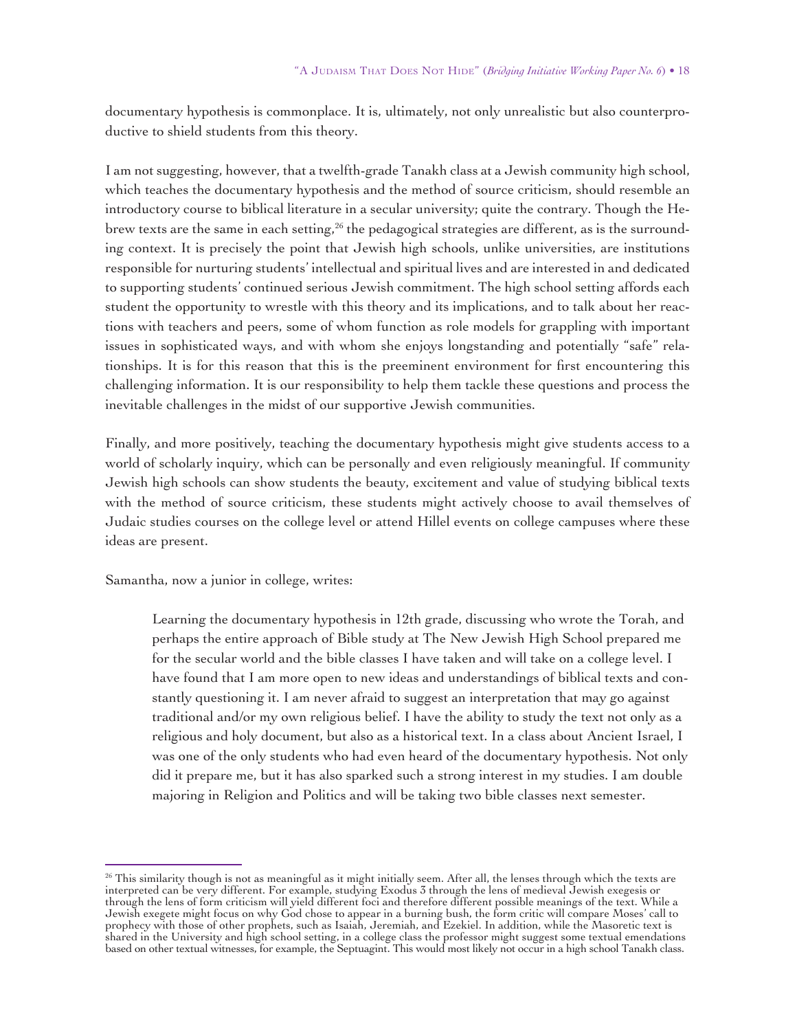documentary hypothesis is commonplace. It is, ultimately, not only unrealistic but also counterproductive to shield students from this theory.

I am not suggesting, however, that a twelfth-grade Tanakh class at a Jewish community high school, which teaches the documentary hypothesis and the method of source criticism, should resemble an introductory course to biblical literature in a secular university; quite the contrary. Though the Hebrew texts are the same in each setting,[26] the pedagogical strategies are different, as is the surrounding context. It is precisely the point that Jewish high schools, unlike universities, are institutions responsible for nurturing students' intellectual and spiritual lives and are interested in and dedicated to supporting students' continued serious Jewish commitment. The high school setting affords each student the opportunity to wrestle with this theory and its implications, and to talk about her reactions with teachers and peers, some of whom function as role models for grappling with important issues in sophisticated ways, and with whom she enjoys longstanding and potentially "safe" relationships. It is for this reason that this is the preeminent environment for first encountering this challenging information. It is our responsibility to help them tackle these questions and process the inevitable challenges in the midst of our supportive Jewish communities.

Finally, and more positively, teaching the documentary hypothesis might give students access to a world of scholarly inquiry, which can be personally and even religiously meaningful. If community Jewish high schools can show students the beauty, excitement and value of studying biblical texts with the method of source criticism, these students might actively choose to avail themselves of Judaic studies courses on the college level or attend Hillel events on college campuses where these ideas are present.

Samantha, now a junior in college, writes:

> Learning the documentary hypothesis in 12th grade, discussing who wrote the Torah, and perhaps the entire approach of Bible study at The New Jewish High School prepared me for the secular world and the bible classes I have taken and will take on a college level. I have found that I am more open to new ideas and understandings of biblical texts and constantly questioning it. I am never afraid to suggest an interpretation that may go against traditional and/or my own religious belief. I have the ability to study the text not only as a religious and holy document, but also as a historical text. In a class about Ancient Israel, I was one of the only students who had even heard of the documentary hypothesis. Not only did it prepare me, but it has also sparked such a strong interest in my studies. I am double majoring in Religion and Politics and will be taking two bible classes next semester.

---

[26] This similarity though is not as meaningful as it might initially seem. After all, the lenses through which the texts are interpreted can be very different. For example, studying Exodus 3 through the lens of medieval Jewish exegesis or through the lens of form criticism will yield different foci and therefore different possible meanings of the text. While a Jewish exegete might focus on why God chose to appear in a burning bush, the form critic will compare Moses' call to prophecy with those of other prophets, such as Isaiah, Jeremiah, and Ezekiel. In addition, while the Masoretic text is shared in the University and high school setting, in a college class the professor might suggest some textual emendations based on other textual witnesses, for example, the Septuagint. This would most likely not occur in a high school Tanakh class.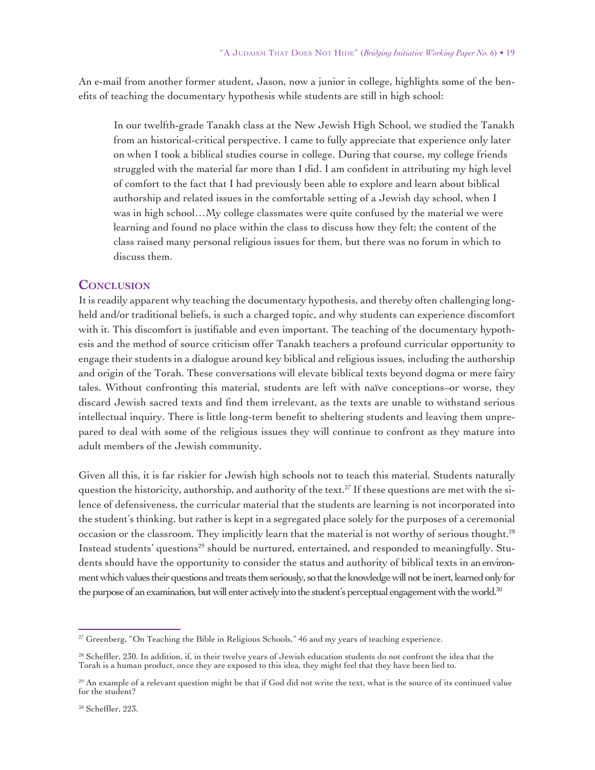An e-mail from another former student, Jason, now a junior in college, highlights some of the benefits of teaching the documentary hypothesis while students are still in high school:

> In our twelfth-grade Tanakh class at the New Jewish High School, we studied the Tanakh from an historical-critical perspective. I came to fully appreciate that experience only later on when I took a biblical studies course in college. During that course, my college friends struggled with the material far more than I did. I am confident in attributing my high level of comfort to the fact that I had previously been able to explore and learn about biblical authorship and related issues in the comfortable setting of a Jewish day school, when I was in high school…My college classmates were quite confused by the material we were learning and found no place within the class to discuss how they felt; the content of the class raised many personal religious issues for them, but there was no forum in which to discuss them.

## Conclusion

It is readily apparent why teaching the documentary hypothesis, and thereby often challenging long-held and/or traditional beliefs, is such a charged topic, and why students can experience discomfort with it. This discomfort is justifiable and even important. The teaching of the documentary hypothesis and the method of source criticism offer Tanakh teachers a profound curricular opportunity to engage their students in a dialogue around key biblical and religious issues, including the authorship and origin of the Torah. These conversations will elevate biblical texts beyond dogma or mere fairy tales. Without confronting this material, students are left with naïve conceptions–or worse, they discard Jewish sacred texts and find them irrelevant, as the texts are unable to withstand serious intellectual inquiry. There is little long-term benefit to sheltering students and leaving them unprepared to deal with some of the religious issues they will continue to confront as they mature into adult members of the Jewish community.

Given all this, it is far riskier for Jewish high schools not to teach this material. Students naturally question the historicity, authorship, and authority of the text.[27] If these questions are met with the silence of defensiveness, the curricular material that the students are learning is not incorporated into the student's thinking, but rather is kept in a segregated place solely for the purposes of a ceremonial occasion or the classroom. They implicitly learn that the material is not worthy of serious thought.[28] Instead students' questions[29] should be nurtured, entertained, and responded to meaningfully. Students should have the opportunity to consider the status and authority of biblical texts in an environment which values their questions and treats them seriously, so that the knowledge will not be inert, learned only for the purpose of an examination, but will enter actively into the student's perceptual engagement with the world.[30]

---

[27] Greenberg, "On Teaching the Bible in Religious Schools," 46 and my years of teaching experience.

[28] Scheffler, 230. In addition, if, in their twelve years of Jewish education students do not confront the idea that the Torah is a human product, once they are exposed to this idea, they might feel that they have been lied to.

[29] An example of a relevant question might be that if God did not write the text, what is the source of its continued value for the student?

[30] Scheffler, 223.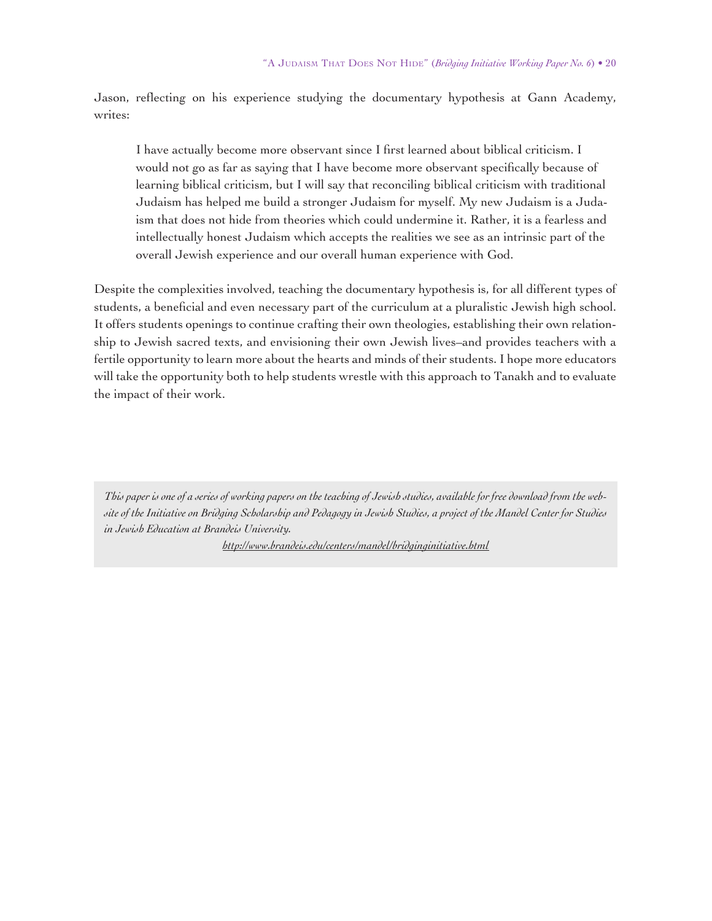Jason, reflecting on his experience studying the documentary hypothesis at Gann Academy, writes:

> I have actually become more observant since I first learned about biblical criticism. I would not go as far as saying that I have become more observant specifically because of learning biblical criticism, but I will say that reconciling biblical criticism with traditional Judaism has helped me build a stronger Judaism for myself. My new Judaism is a Judaism that does not hide from theories which could undermine it. Rather, it is a fearless and intellectually honest Judaism which accepts the realities we see as an intrinsic part of the overall Jewish experience and our overall human experience with God.

Despite the complexities involved, teaching the documentary hypothesis is, for all different types of students, a beneficial and even necessary part of the curriculum at a pluralistic Jewish high school. It offers students openings to continue crafting their own theologies, establishing their own relationship to Jewish sacred texts, and envisioning their own Jewish lives–and provides teachers with a fertile opportunity to learn more about the hearts and minds of their students. I hope more educators will take the opportunity both to help students wrestle with this approach to Tanakh and to evaluate the impact of their work.

*This paper is one of a series of working papers on the teaching of Jewish studies, available for free download from the website of the Initiative on Bridging Scholarship and Pedagogy in Jewish Studies, a project of the Mandel Center for Studies in Jewish Education at Brandeis University.*

*http://www.brandeis.edu/centers/mandel/bridginginitiative.html*